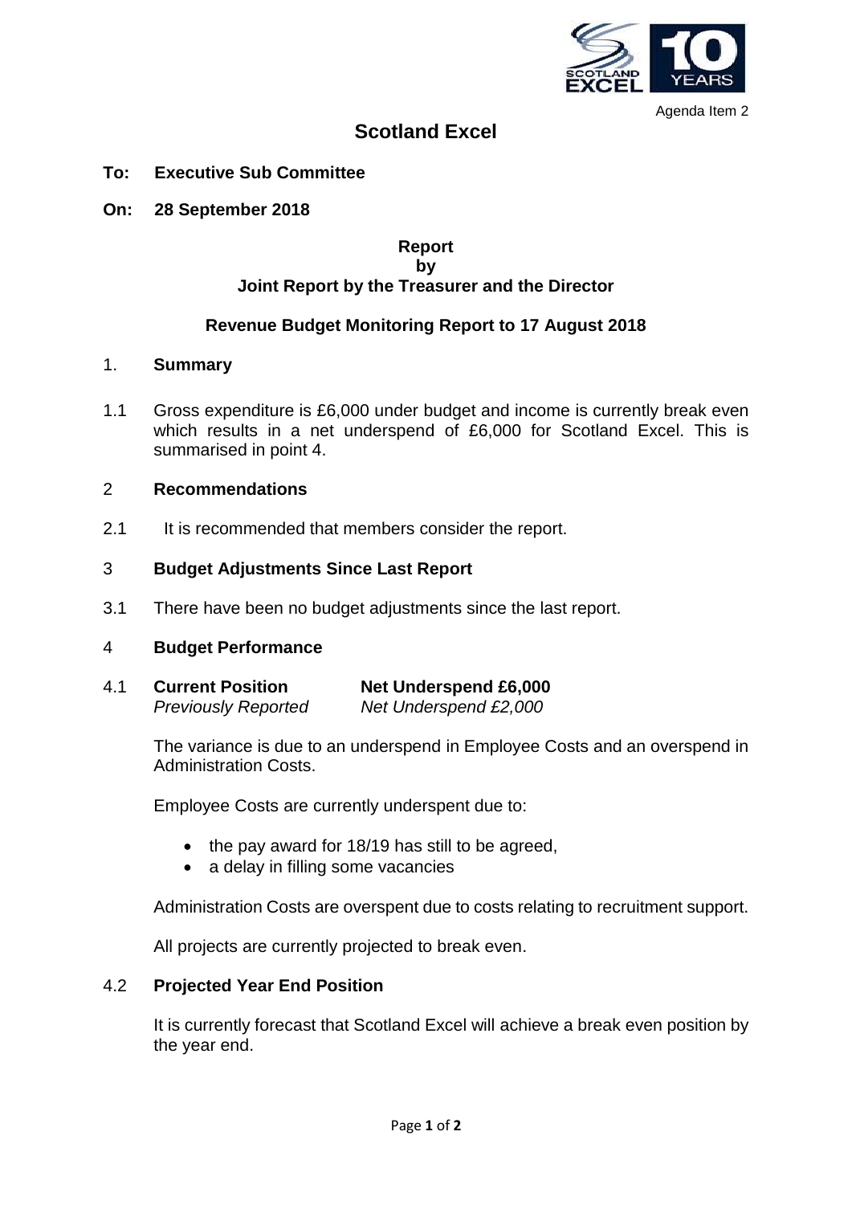Agenda Item 2

# Scotland Excel

**To: Executive Sub Committee**

**On: 28 September 2018**

**Report**
**by**
**Joint Report by the Treasurer and the Director**

**Revenue Budget Monitoring Report to 17 August 2018**

## 1. Summary

1.1 Gross expenditure is £6,000 under budget and income is currently break even which results in a net underspend of £6,000 for Scotland Excel. This is summarised in point 4.

## 2 Recommendations

2.1 It is recommended that members consider the report.

## 3 Budget Adjustments Since Last Report

3.1 There have been no budget adjustments since the last report.

## 4 Budget Performance

4.1 **Current Position** — **Net Underspend £6,000**
*Previously Reported* — *Net Underspend £2,000*

The variance is due to an underspend in Employee Costs and an overspend in Administration Costs.

Employee Costs are currently underspent due to:

- the pay award for 18/19 has still to be agreed,
- a delay in filling some vacancies

Administration Costs are overspent due to costs relating to recruitment support.

All projects are currently projected to break even.

4.2 **Projected Year End Position**

It is currently forecast that Scotland Excel will achieve a break even position by the year end.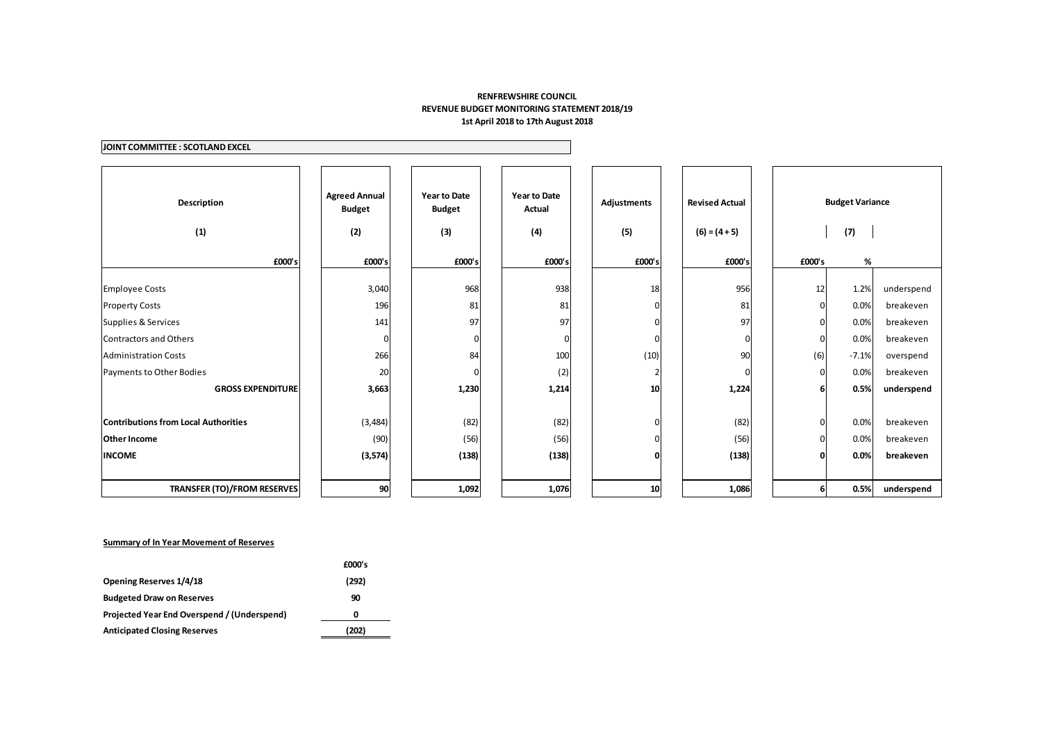**RENFREWSHIRE COUNCIL**
**REVENUE BUDGET MONITORING STATEMENT 2018/19**
**1st April 2018 to 17th August 2018**

**JOINT COMMITTEE : SCOTLAND EXCEL**

| Description | Agreed Annual Budget | Year to Date Budget | Year to Date Actual | Adjustments | Revised Actual | Budget Variance | | |
|---|---|---|---|---|---|---|---|---|
| (1) | (2) | (3) | (4) | (5) | (6) = (4 + 5) | (7) | | |
| £000's | £000's | £000's | £000's | £000's | £000's | £000's | % | |
| Employee Costs | 3,040 | 968 | 938 | 18 | 956 | 12 | 1.2% | underspend |
| Property Costs | 196 | 81 | 81 | 0 | 81 | 0 | 0.0% | breakeven |
| Supplies & Services | 141 | 97 | 97 | 0 | 97 | 0 | 0.0% | breakeven |
| Contractors and Others | 0 | 0 | 0 | 0 | 0 | 0 | 0.0% | breakeven |
| Administration Costs | 266 | 84 | 100 | (10) | 90 | (6) | -7.1% | overspend |
| Payments to Other Bodies | 20 | 0 | (2) | 2 | 0 | 0 | 0.0% | breakeven |
| **GROSS EXPENDITURE** | **3,663** | **1,230** | **1,214** | **10** | **1,224** | **6** | **0.5%** | **underspend** |
| **Contributions from Local Authorities** | (3,484) | (82) | (82) | 0 | (82) | 0 | 0.0% | breakeven |
| **Other Income** | (90) | (56) | (56) | 0 | (56) | 0 | 0.0% | breakeven |
| **INCOME** | **(3,574)** | **(138)** | **(138)** | **0** | **(138)** | **0** | **0.0%** | **breakeven** |
| **TRANSFER (TO)/FROM RESERVES** | **90** | **1,092** | **1,076** | **10** | **1,086** | **6** | **0.5%** | **underspend** |

**Summary of In Year Movement of Reserves**

| | £000's |
|---|---|
| **Opening Reserves 1/4/18** | **(292)** |
| **Budgeted Draw on Reserves** | **90** |
| **Projected Year End Overspend / (Underspend)** | **0** |
| **Anticipated Closing Reserves** | **(202)** |